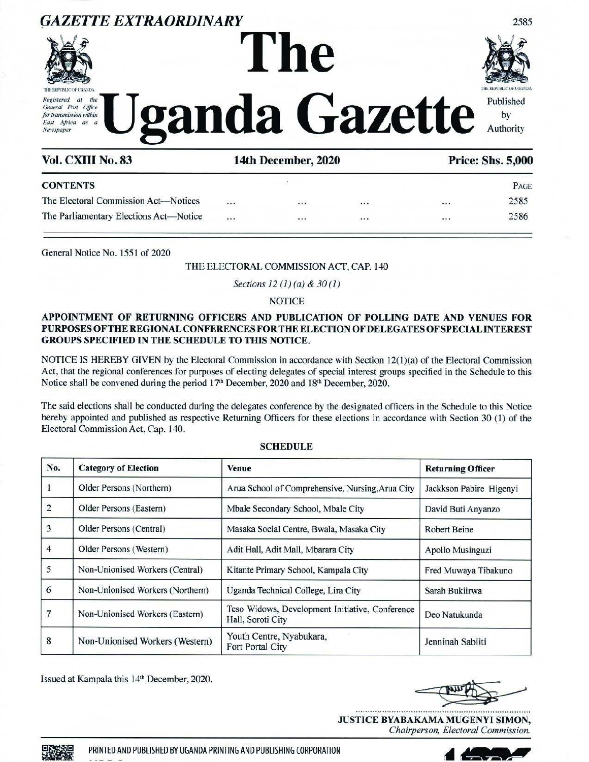# GAZETTE EXTRAORDINARY

# The Uganda Gazette

THE REPUBLIC OF UGANDA

*Registered at the General Post Office for transmission within East Africa as a Newspaper*

Published by Authority

**Vol. CXIII No. 83** | **14th December, 2020** | **Price: Shs. 5,000**

| CONTENTS | PAGE |
|---|---|
| The Electoral Commission Act—Notices ... ... ... ... | 2585 |
| The Parliamentary Elections Act—Notice ... ... ... ... | 2586 |

General Notice No. 1551 of 2020

THE ELECTORAL COMMISSION ACT, CAP. 140

*Sections 12 (1) (a) & 30 (1)*

NOTICE

**APPOINTMENT OF RETURNING OFFICERS AND PUBLICATION OF POLLING DATE AND VENUES FOR PURPOSES OF THE REGIONAL CONFERENCES FOR THE ELECTION OF DELEGATES OF SPECIAL INTEREST GROUPS SPECIFIED IN THE SCHEDULE TO THIS NOTICE.**

NOTICE IS HEREBY GIVEN by the Electoral Commission in accordance with Section 12(1)(a) of the Electoral Commission Act, that the regional conferences for purposes of electing delegates of special interest groups specified in the Schedule to this Notice shall be convened during the period 17th December, 2020 and 18th December, 2020.

The said elections shall be conducted during the delegates conference by the designated officers in the Schedule to this Notice hereby appointed and published as respective Returning Officers for these elections in accordance with Section 30 (1) of the Electoral Commission Act, Cap. 140.

**SCHEDULE**

| No. | Category of Election | Venue | Returning Officer |
|---|---|---|---|
| 1 | Older Persons (Northern) | Arua School of Comprehensive, Nursing,Arua City | Jackkson Pabire Higenyi |
| 2 | Older Persons (Eastern) | Mbale Secondary School, Mbale City | David Buti Anyanzo |
| 3 | Older Persons (Central) | Masaka Social Centre, Bwala, Masaka City | Robert Beine |
| 4 | Older Persons (Western) | Adit Hall, Adit Mall, Mbarara City | Apollo Musinguzi |
| 5 | Non-Unionised Workers (Central) | Kitante Primary School, Kampala City | Fred Muwaya Tibakuno |
| 6 | Non-Unionised Workers (Northern) | Uganda Technical College, Lira City | Sarah Bukiirwa |
| 7 | Non-Unionised Workers (Eastern) | Teso Widows, Development Initiative, Conference Hall, Soroti City | Deo Natukunda |
| 8 | Non-Unionised Workers (Western) | Youth Centre, Nyabukara, Fort Portal City | Jenninah Sabiiti |

Issued at Kampala this 14th December, 2020.

**JUSTICE BYABAKAMA MUGENYI SIMON,**
*Chairperson, Electoral Commission.*

PRINTED AND PUBLISHED BY UGANDA PRINTING AND PUBLISHING CORPORATION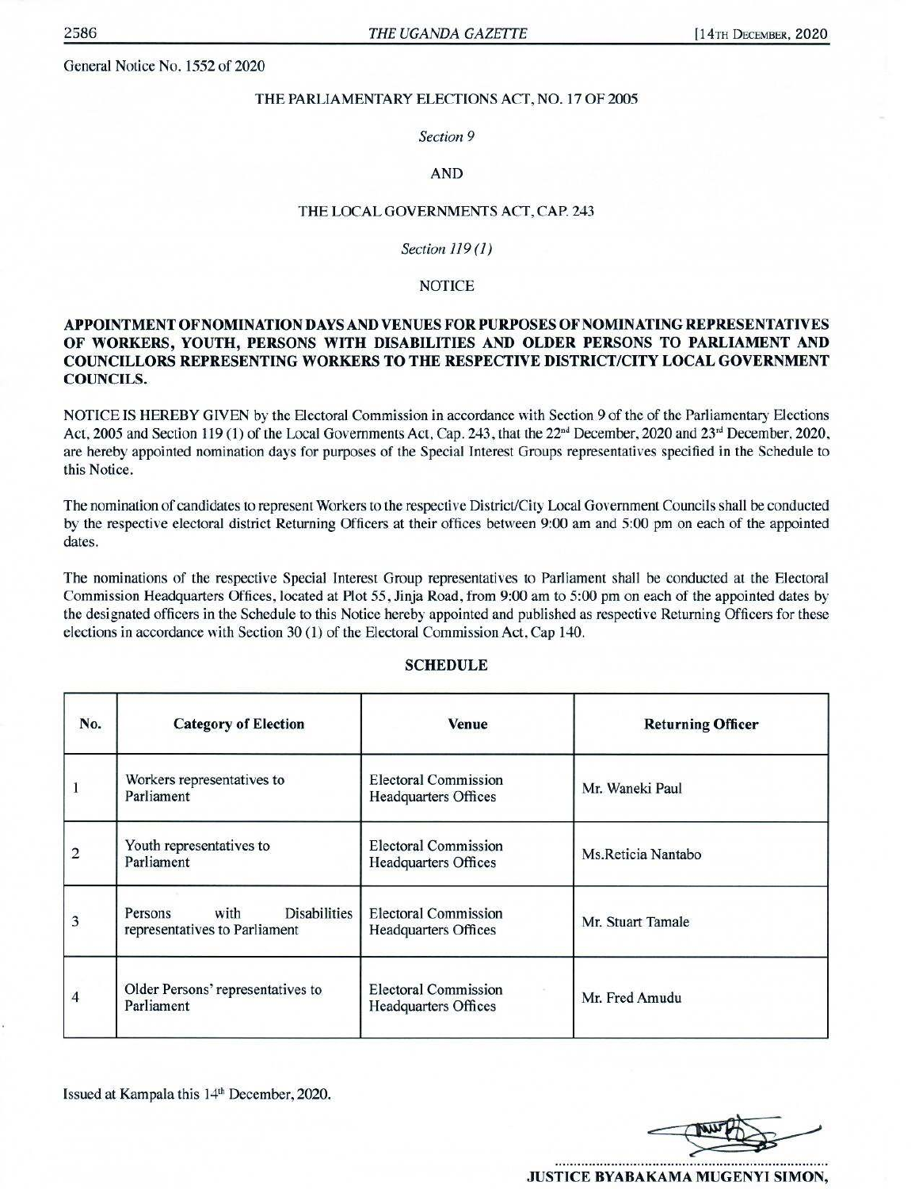General Notice No. 1552 of 2020

THE PARLIAMENTARY ELECTIONS ACT, NO. 17 OF 2005

*Section 9*

AND

THE LOCAL GOVERNMENTS ACT, CAP. 243

*Section 119 (1)*

NOTICE

**APPOINTMENT OF NOMINATION DAYS AND VENUES FOR PURPOSES OF NOMINATING REPRESENTATIVES OF WORKERS, YOUTH, PERSONS WITH DISABILITIES AND OLDER PERSONS TO PARLIAMENT AND COUNCILLORS REPRESENTING WORKERS TO THE RESPECTIVE DISTRICT/CITY LOCAL GOVERNMENT COUNCILS.**

NOTICE IS HEREBY GIVEN by the Electoral Commission in accordance with Section 9 of the of the Parliamentary Elections Act, 2005 and Section 119 (1) of the Local Governments Act, Cap. 243, that the 22nd December, 2020 and 23rd December, 2020, are hereby appointed nomination days for purposes of the Special Interest Groups representatives specified in the Schedule to this Notice.

The nomination of candidates to represent Workers to the respective District/City Local Government Councils shall be conducted by the respective electoral district Returning Officers at their offices between 9:00 am and 5:00 pm on each of the appointed dates.

The nominations of the respective Special Interest Group representatives to Parliament shall be conducted at the Electoral Commission Headquarters Offices, located at Plot 55, Jinja Road, from 9:00 am to 5:00 pm on each of the appointed dates by the designated officers in the Schedule to this Notice hereby appointed and published as respective Returning Officers for these elections in accordance with Section 30 (1) of the Electoral Commission Act, Cap 140.

**SCHEDULE**

| No. | Category of Election | Venue | Returning Officer |
|---|---|---|---|
| 1 | Workers representatives to Parliament | Electoral Commission Headquarters Offices | Mr. Waneki Paul |
| 2 | Youth representatives to Parliament | Electoral Commission Headquarters Offices | Ms.Reticia Nantabo |
| 3 | Persons with Disabilities representatives to Parliament | Electoral Commission Headquarters Offices | Mr. Stuart Tamale |
| 4 | Older Persons' representatives to Parliament | Electoral Commission Headquarters Offices | Mr. Fred Amudu |

Issued at Kampala this 14th December, 2020.

**JUSTICE BYABAKAMA MUGENYI SIMON,**